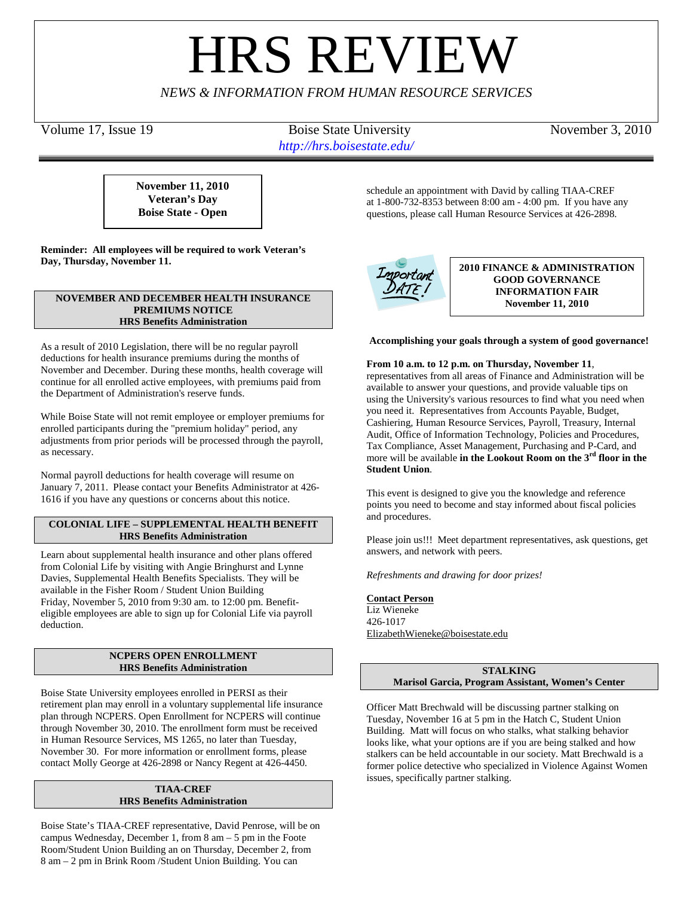# HRS REVIEW

*NEWS & INFORMATION FROM HUMAN RESOURCE SERVICES*

Volume 17, Issue 19 | Boise State University | November 3, 2010

*http://hrs.boisestate.edu/*

**November 11, 2010**
**Veteran's Day**
**Boise State - Open**

**Reminder: All employees will be required to work Veteran's Day, Thursday, November 11.**

## NOVEMBER AND DECEMBER HEALTH INSURANCE PREMIUMS NOTICE
**HRS Benefits Administration**

As a result of 2010 Legislation, there will be no regular payroll deductions for health insurance premiums during the months of November and December. During these months, health coverage will continue for all enrolled active employees, with premiums paid from the Department of Administration's reserve funds.

While Boise State will not remit employee or employer premiums for enrolled participants during the "premium holiday" period, any adjustments from prior periods will be processed through the payroll, as necessary.

Normal payroll deductions for health coverage will resume on January 7, 2011. Please contact your Benefits Administrator at 426-1616 if you have any questions or concerns about this notice.

## COLONIAL LIFE – SUPPLEMENTAL HEALTH BENEFIT
**HRS Benefits Administration**

Learn about supplemental health insurance and other plans offered from Colonial Life by visiting with Angie Bringhurst and Lynne Davies, Supplemental Health Benefits Specialists. They will be available in the Fisher Room / Student Union Building Friday, November 5, 2010 from 9:30 am. to 12:00 pm. Benefit-eligible employees are able to sign up for Colonial Life via payroll deduction.

## NCPERS OPEN ENROLLMENT
**HRS Benefits Administration**

Boise State University employees enrolled in PERSI as their retirement plan may enroll in a voluntary supplemental life insurance plan through NCPERS. Open Enrollment for NCPERS will continue through November 30, 2010. The enrollment form must be received in Human Resource Services, MS 1265, no later than Tuesday, November 30. For more information or enrollment forms, please contact Molly George at 426-2898 or Nancy Regent at 426-4450.

## TIAA-CREF
**HRS Benefits Administration**

Boise State's TIAA-CREF representative, David Penrose, will be on campus Wednesday, December 1, from 8 am – 5 pm in the Foote Room/Student Union Building an on Thursday, December 2, from 8 am – 2 pm in Brink Room /Student Union Building. You can schedule an appointment with David by calling TIAA-CREF at 1-800-732-8353 between 8:00 am - 4:00 pm. If you have any questions, please call Human Resource Services at 426-2898.

Important DATE!

## 2010 FINANCE & ADMINISTRATION GOOD GOVERNANCE INFORMATION FAIR
**November 11, 2010**

**Accomplishing your goals through a system of good governance!**

**From 10 a.m. to 12 p.m. on Thursday, November 11**, representatives from all areas of Finance and Administration will be available to answer your questions, and provide valuable tips on using the University's various resources to find what you need when you need it. Representatives from Accounts Payable, Budget, Cashiering, Human Resource Services, Payroll, Treasury, Internal Audit, Office of Information Technology, Policies and Procedures, Tax Compliance, Asset Management, Purchasing and P-Card, and more will be available **in the Lookout Room on the 3rd floor in the Student Union**.

This event is designed to give you the knowledge and reference points you need to become and stay informed about fiscal policies and procedures.

Please join us!!! Meet department representatives, ask questions, get answers, and network with peers.

*Refreshments and drawing for door prizes!*

**Contact Person**
Liz Wieneke
426-1017
ElizabethWieneke@boisestate.edu

## STALKING
**Marisol Garcia, Program Assistant, Women's Center**

Officer Matt Brechwald will be discussing partner stalking on Tuesday, November 16 at 5 pm in the Hatch C, Student Union Building. Matt will focus on who stalks, what stalking behavior looks like, what your options are if you are being stalked and how stalkers can be held accountable in our society. Matt Brechwald is a former police detective who specialized in Violence Against Women issues, specifically partner stalking.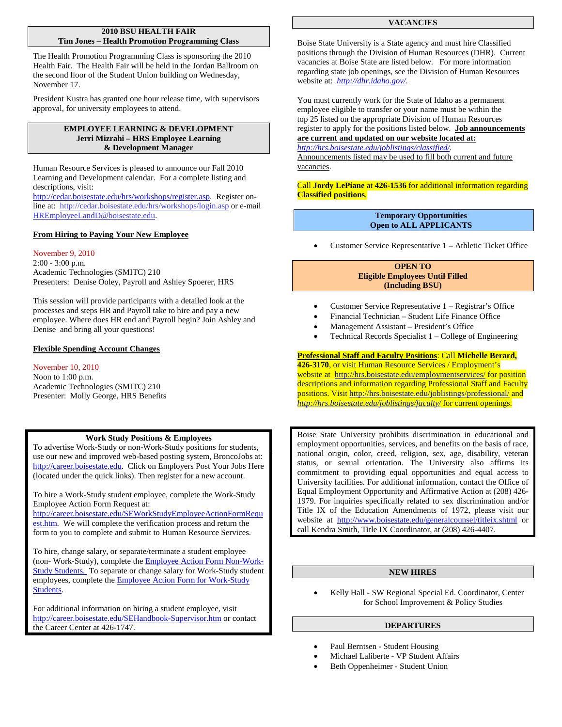## 2010 BSU HEALTH FAIR
**Tim Jones – Health Promotion Programming Class**

The Health Promotion Programming Class is sponsoring the 2010 Health Fair. The Health Fair will be held in the Jordan Ballroom on the second floor of the Student Union building on Wednesday, November 17.

President Kustra has granted one hour release time, with supervisors approval, for university employees to attend.

## EMPLOYEE LEARNING & DEVELOPMENT
**Jerri Mizrahi – HRS Employee Learning & Development Manager**

Human Resource Services is pleased to announce our Fall 2010 Learning and Development calendar. For a complete listing and descriptions, visit: http://cedar.boisestate.edu/hrs/workshops/register.asp. Register on-line at: http://cedar.boisestate.edu/hrs/workshops/login.asp or e-mail HREmployeeLandD@boisestate.edu.

### From Hiring to Paying Your New Employee

November 9, 2010
2:00 - 3:00 p.m.
Academic Technologies (SMITC) 210
Presenters: Denise Ooley, Payroll and Ashley Spoerer, HRS

This session will provide participants with a detailed look at the processes and steps HR and Payroll take to hire and pay a new employee. Where does HR end and Payroll begin? Join Ashley and Denise and bring all your questions!

### Flexible Spending Account Changes

November 10, 2010
Noon to 1:00 p.m.
Academic Technologies (SMITC) 210
Presenter: Molly George, HRS Benefits

## Work Study Positions & Employees

To advertise Work-Study or non-Work-Study positions for students, use our new and improved web-based posting system, BroncoJobs at: http://career.boisestate.edu. Click on Employers Post Your Jobs Here (located under the quick links). Then register for a new account.

To hire a Work-Study student employee, complete the Work-Study Employee Action Form Request at: http://career.boisestate.edu/SEWorkStudyEmployeeActionFormRequest.htm. We will complete the verification process and return the form to you to complete and submit to Human Resource Services.

To hire, change salary, or separate/terminate a student employee (non- Work-Study), complete the Employee Action Form Non-Work-Study Students. To separate or change salary for Work-Study student employees, complete the Employee Action Form for Work-Study Students.

For additional information on hiring a student employee, visit http://career.boisestate.edu/SEHandbook-Supervisor.htm or contact the Career Center at 426-1747.

## VACANCIES

Boise State University is a State agency and must hire Classified positions through the Division of Human Resources (DHR). Current vacancies at Boise State are listed below. For more information regarding state job openings, see the Division of Human Resources website at: *http://dhr.idaho.gov/*.

You must currently work for the State of Idaho as a permanent employee eligible to transfer or your name must be within the top 25 listed on the appropriate Division of Human Resources register to apply for the positions listed below. **Job announcements are current and updated on our website located at:** *http://hrs.boisestate.edu/joblistings/classified/*. Announcements listed may be used to fill both current and future vacancies.

Call **Jordy LePiane** at **426-1536** for additional information regarding **Classified positions**.

### Temporary Opportunities Open to ALL APPLICANTS

- Customer Service Representative 1 – Athletic Ticket Office

### OPEN TO Eligible Employees Until Filled (Including BSU)

- Customer Service Representative 1 – Registrar's Office
- Financial Technician – Student Life Finance Office
- Management Assistant – President's Office
- Technical Records Specialist 1 – College of Engineering

**Professional Staff and Faculty Positions**: Call **Michelle Berard, 426-3170**, or visit Human Resource Services / Employment's website at http://hrs.boisestate.edu/employmentservices/ for position descriptions and information regarding Professional Staff and Faculty positions. Visit http://hrs.boisestate.edu/joblistings/professional/ and *http://hrs.boisestate.edu/joblistings/faculty/* for current openings.

Boise State University prohibits discrimination in educational and employment opportunities, services, and benefits on the basis of race, national origin, color, creed, religion, sex, age, disability, veteran status, or sexual orientation. The University also affirms its commitment to providing equal opportunities and equal access to University facilities. For additional information, contact the Office of Equal Employment Opportunity and Affirmative Action at (208) 426-1979. For inquiries specifically related to sex discrimination and/or Title IX of the Education Amendments of 1972, please visit our website at http://www.boisestate.edu/generalcounsel/titleix.shtml or call Kendra Smith, Title IX Coordinator, at (208) 426-4407.

## NEW HIRES

- Kelly Hall - SW Regional Special Ed. Coordinator, Center for School Improvement & Policy Studies

## DEPARTURES

- Paul Berntsen - Student Housing
- Michael Laliberte - VP Student Affairs
- Beth Oppenheimer - Student Union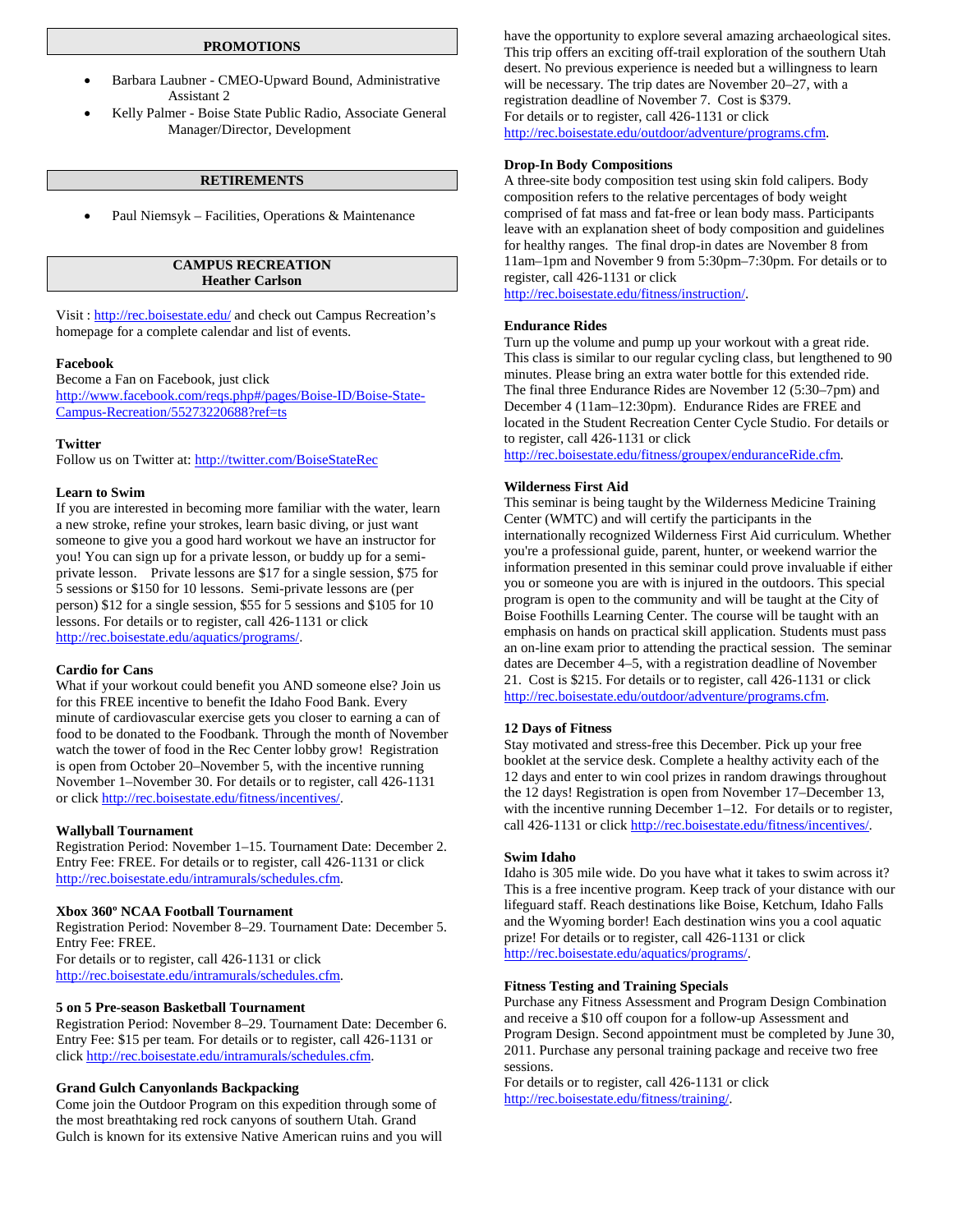## PROMOTIONS

- Barbara Laubner - CMEO-Upward Bound, Administrative Assistant 2
- Kelly Palmer - Boise State Public Radio, Associate General Manager/Director, Development

## RETIREMENTS

- Paul Niemsyk – Facilities, Operations & Maintenance

## CAMPUS RECREATION
### Heather Carlson

Visit : http://rec.boisestate.edu/ and check out Campus Recreation's homepage for a complete calendar and list of events.

**Facebook**
Become a Fan on Facebook, just click http://www.facebook.com/reqs.php#/pages/Boise-ID/Boise-State-Campus-Recreation/55273220688?ref=ts

**Twitter**
Follow us on Twitter at: http://twitter.com/BoiseStateRec

**Learn to Swim**
If you are interested in becoming more familiar with the water, learn a new stroke, refine your strokes, learn basic diving, or just want someone to give you a good hard workout we have an instructor for you! You can sign up for a private lesson, or buddy up for a semi-private lesson. Private lessons are $17 for a single session, $75 for 5 sessions or $150 for 10 lessons. Semi-private lessons are (per person) $12 for a single session, $55 for 5 sessions and $105 for 10 lessons. For details or to register, call 426-1131 or click http://rec.boisestate.edu/aquatics/programs/.

**Cardio for Cans**
What if your workout could benefit you AND someone else? Join us for this FREE incentive to benefit the Idaho Food Bank. Every minute of cardiovascular exercise gets you closer to earning a can of food to be donated to the Foodbank. Through the month of November watch the tower of food in the Rec Center lobby grow! Registration is open from October 20–November 5, with the incentive running November 1–November 30. For details or to register, call 426-1131 or click http://rec.boisestate.edu/fitness/incentives/.

**Wallyball Tournament**
Registration Period: November 1–15. Tournament Date: December 2. Entry Fee: FREE. For details or to register, call 426-1131 or click http://rec.boisestate.edu/intramurals/schedules.cfm.

**Xbox 360º NCAA Football Tournament**
Registration Period: November 8–29. Tournament Date: December 5. Entry Fee: FREE.
For details or to register, call 426-1131 or click http://rec.boisestate.edu/intramurals/schedules.cfm.

**5 on 5 Pre-season Basketball Tournament**
Registration Period: November 8–29. Tournament Date: December 6. Entry Fee: $15 per team. For details or to register, call 426-1131 or click http://rec.boisestate.edu/intramurals/schedules.cfm.

**Grand Gulch Canyonlands Backpacking**
Come join the Outdoor Program on this expedition through some of the most breathtaking red rock canyons of southern Utah. Grand Gulch is known for its extensive Native American ruins and you will have the opportunity to explore several amazing archaeological sites. This trip offers an exciting off-trail exploration of the southern Utah desert. No previous experience is needed but a willingness to learn will be necessary. The trip dates are November 20–27, with a registration deadline of November 7. Cost is $379.
For details or to register, call 426-1131 or click http://rec.boisestate.edu/outdoor/adventure/programs.cfm.

**Drop-In Body Compositions**
A three-site body composition test using skin fold calipers. Body composition refers to the relative percentages of body weight comprised of fat mass and fat-free or lean body mass. Participants leave with an explanation sheet of body composition and guidelines for healthy ranges. The final drop-in dates are November 8 from 11am–1pm and November 9 from 5:30pm–7:30pm. For details or to register, call 426-1131 or click http://rec.boisestate.edu/fitness/instruction/.

**Endurance Rides**
Turn up the volume and pump up your workout with a great ride. This class is similar to our regular cycling class, but lengthened to 90 minutes. Please bring an extra water bottle for this extended ride. The final three Endurance Rides are November 12 (5:30–7pm) and December 4 (11am–12:30pm). Endurance Rides are FREE and located in the Student Recreation Center Cycle Studio. For details or to register, call 426-1131 or click http://rec.boisestate.edu/fitness/groupex/enduranceRide.cfm.

**Wilderness First Aid**
This seminar is being taught by the Wilderness Medicine Training Center (WMTC) and will certify the participants in the internationally recognized Wilderness First Aid curriculum. Whether you're a professional guide, parent, hunter, or weekend warrior the information presented in this seminar could prove invaluable if either you or someone you are with is injured in the outdoors. This special program is open to the community and will be taught at the City of Boise Foothills Learning Center. The course will be taught with an emphasis on hands on practical skill application. Students must pass an on-line exam prior to attending the practical session. The seminar dates are December 4–5, with a registration deadline of November 21. Cost is $215. For details or to register, call 426-1131 or click http://rec.boisestate.edu/outdoor/adventure/programs.cfm.

**12 Days of Fitness**
Stay motivated and stress-free this December. Pick up your free booklet at the service desk. Complete a healthy activity each of the 12 days and enter to win cool prizes in random drawings throughout the 12 days! Registration is open from November 17–December 13, with the incentive running December 1–12. For details or to register, call 426-1131 or click http://rec.boisestate.edu/fitness/incentives/.

**Swim Idaho**
Idaho is 305 mile wide. Do you have what it takes to swim across it? This is a free incentive program. Keep track of your distance with our lifeguard staff. Reach destinations like Boise, Ketchum, Idaho Falls and the Wyoming border! Each destination wins you a cool aquatic prize! For details or to register, call 426-1131 or click http://rec.boisestate.edu/aquatics/programs/.

**Fitness Testing and Training Specials**
Purchase any Fitness Assessment and Program Design Combination and receive a $10 off coupon for a follow-up Assessment and Program Design. Second appointment must be completed by June 30, 2011. Purchase any personal training package and receive two free sessions.
For details or to register, call 426-1131 or click http://rec.boisestate.edu/fitness/training/.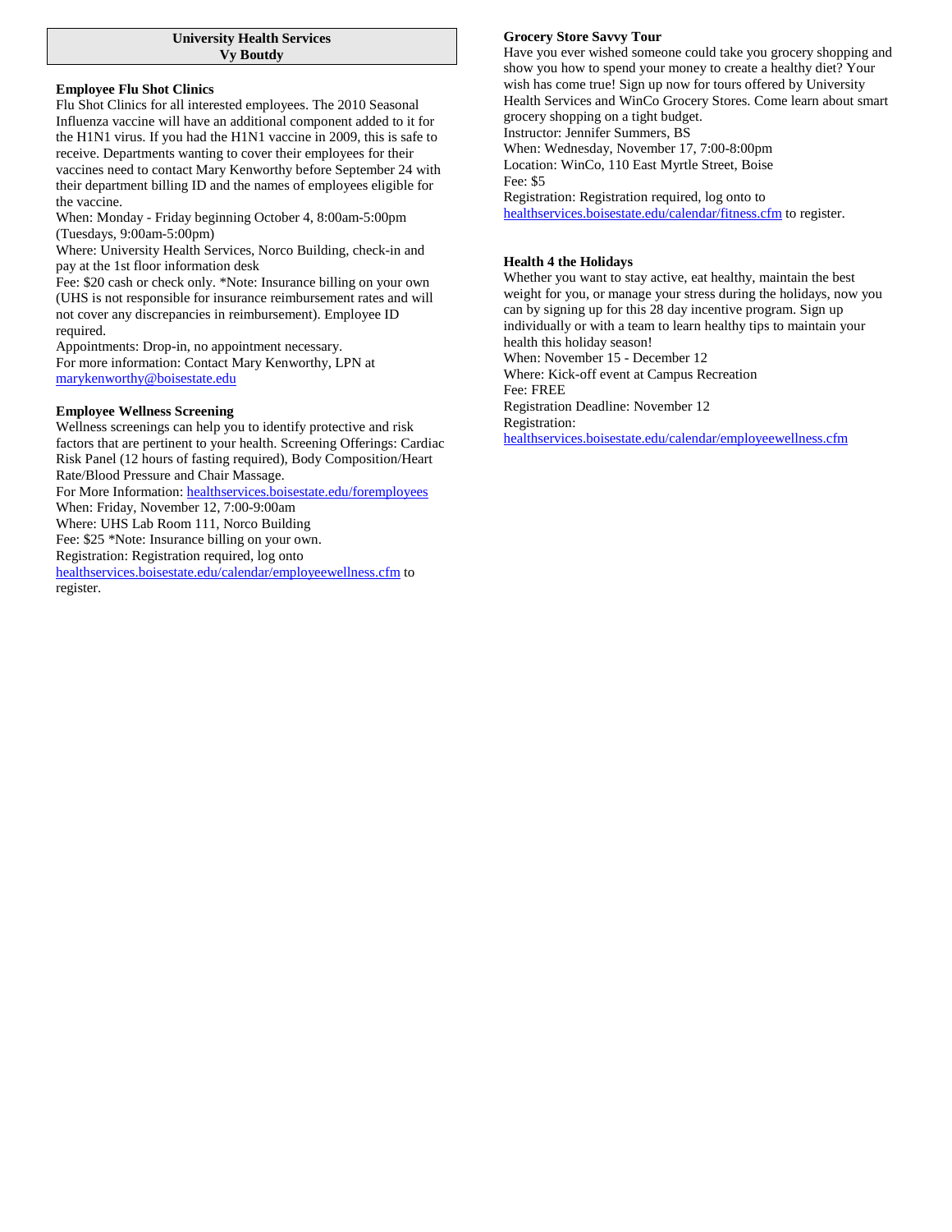## University Health Services
## Vy Boutdy

### Employee Flu Shot Clinics

Flu Shot Clinics for all interested employees. The 2010 Seasonal Influenza vaccine will have an additional component added to it for the H1N1 virus. If you had the H1N1 vaccine in 2009, this is safe to receive. Departments wanting to cover their employees for their vaccines need to contact Mary Kenworthy before September 24 with their department billing ID and the names of employees eligible for the vaccine.

When: Monday - Friday beginning October 4, 8:00am-5:00pm (Tuesdays, 9:00am-5:00pm)

Where: University Health Services, Norco Building, check-in and pay at the 1st floor information desk

Fee: $20 cash or check only. *Note: Insurance billing on your own (UHS is not responsible for insurance reimbursement rates and will not cover any discrepancies in reimbursement). Employee ID required.

Appointments: Drop-in, no appointment necessary.

For more information: Contact Mary Kenworthy, LPN at marykenworthy@boisestate.edu

### Employee Wellness Screening

Wellness screenings can help you to identify protective and risk factors that are pertinent to your health. Screening Offerings: Cardiac Risk Panel (12 hours of fasting required), Body Composition/Heart Rate/Blood Pressure and Chair Massage.

For More Information: healthservices.boisestate.edu/foremployees

When: Friday, November 12, 7:00-9:00am

Where: UHS Lab Room 111, Norco Building

Fee: $25 *Note: Insurance billing on your own.

Registration: Registration required, log onto healthservices.boisestate.edu/calendar/employeewellness.cfm to register.

### Grocery Store Savvy Tour

Have you ever wished someone could take you grocery shopping and show you how to spend your money to create a healthy diet? Your wish has come true! Sign up now for tours offered by University Health Services and WinCo Grocery Stores. Come learn about smart grocery shopping on a tight budget.

Instructor: Jennifer Summers, BS

When: Wednesday, November 17, 7:00-8:00pm

Location: WinCo, 110 East Myrtle Street, Boise

Fee: $5

Registration: Registration required, log onto healthservices.boisestate.edu/calendar/fitness.cfm to register.

### Health 4 the Holidays

Whether you want to stay active, eat healthy, maintain the best weight for you, or manage your stress during the holidays, now you can by signing up for this 28 day incentive program. Sign up individually or with a team to learn healthy tips to maintain your health this holiday season!

When: November 15 - December 12

Where: Kick-off event at Campus Recreation

Fee: FREE

Registration Deadline: November 12

Registration: healthservices.boisestate.edu/calendar/employeewellness.cfm